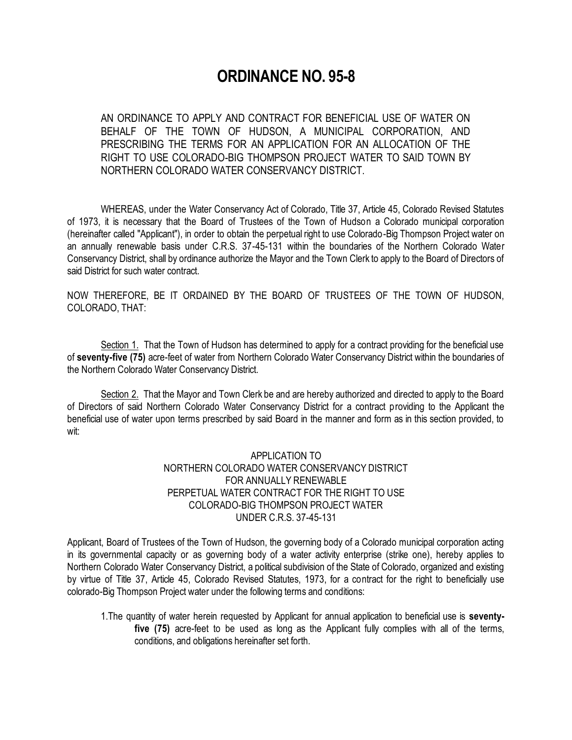# ORDINANCE NO. 95-8

AN ORDINANCE TO APPLY AND CONTRACT FOR BENEFICIAL USE OF WATER ON BEHALF OF THE TOWN OF HUDSON, A MUNICIPAL CORPORATION, AND PRESCRIBING THE TERMS FOR AN APPLICATION FOR AN ALLOCATION OF THE RIGHT TO USE COLORADO-BIG THOMPSON PROJECT WATER TO SAID TOWN BY NORTHERN COLORADO WATER CONSERVANCY DISTRICT.

WHEREAS, under the Water Conservancy Act of Colorado, Title 37, Article 45, Colorado Revised Statutes of 1973, it is necessary that the Board of Trustees of the Town of Hudson a Colorado municipal corporation (hereinafter called "Applicant"), in order to obtain the perpetual right to use Colorado-Big Thompson Project water on an annually renewable basis under C.R.S. 37-45-131 within the boundaries of the Northern Colorado Water Conservancy District, shall by ordinance authorize the Mayor and the Town Clerk to apply to the Board of Directors of said District for such water contract.

NOW THEREFORE, BE IT ORDAINED BY THE BOARD OF TRUSTEES OF THE TOWN OF HUDSON, COLORADO, THAT:

Section 1. That the Town of Hudson has determined to apply for a contract providing for the beneficial use of **seventy-five (75)** acre-feet of water from Northern Colorado Water Conservancy District within the boundaries of the Northern Colorado Water Conservancy District.

Section 2. That the Mayor and Town Clerk be and are hereby authorized and directed to apply to the Board of Directors of said Northern Colorado Water Conservancy District for a contract providing to the Applicant the beneficial use of water upon terms prescribed by said Board in the manner and form as in this section provided, to wit:

APPLICATION TO
NORTHERN COLORADO WATER CONSERVANCY DISTRICT
FOR ANNUALLY RENEWABLE
PERPETUAL WATER CONTRACT FOR THE RIGHT TO USE
COLORADO-BIG THOMPSON PROJECT WATER
UNDER C.R.S. 37-45-131

Applicant, Board of Trustees of the Town of Hudson, the governing body of a Colorado municipal corporation acting in its governmental capacity or as governing body of a water activity enterprise (strike one), hereby applies to Northern Colorado Water Conservancy District, a political subdivision of the State of Colorado, organized and existing by virtue of Title 37, Article 45, Colorado Revised Statutes, 1973, for a contract for the right to beneficially use colorado-Big Thompson Project water under the following terms and conditions:

1. The quantity of water herein requested by Applicant for annual application to beneficial use is **seventy-five (75)** acre-feet to be used as long as the Applicant fully complies with all of the terms, conditions, and obligations hereinafter set forth.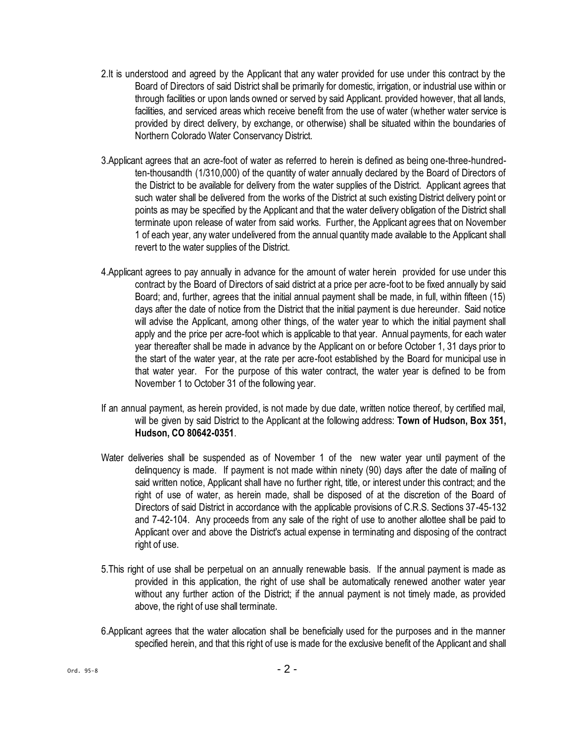2.It is understood and agreed by the Applicant that any water provided for use under this contract by the Board of Directors of said District shall be primarily for domestic, irrigation, or industrial use within or through facilities or upon lands owned or served by said Applicant. provided however, that all lands, facilities, and serviced areas which receive benefit from the use of water (whether water service is provided by direct delivery, by exchange, or otherwise) shall be situated within the boundaries of Northern Colorado Water Conservancy District.

3.Applicant agrees that an acre-foot of water as referred to herein is defined as being one-three-hundred-ten-thousandth (1/310,000) of the quantity of water annually declared by the Board of Directors of the District to be available for delivery from the water supplies of the District. Applicant agrees that such water shall be delivered from the works of the District at such existing District delivery point or points as may be specified by the Applicant and that the water delivery obligation of the District shall terminate upon release of water from said works. Further, the Applicant agrees that on November 1 of each year, any water undelivered from the annual quantity made available to the Applicant shall revert to the water supplies of the District.

4.Applicant agrees to pay annually in advance for the amount of water herein provided for use under this contract by the Board of Directors of said district at a price per acre-foot to be fixed annually by said Board; and, further, agrees that the initial annual payment shall be made, in full, within fifteen (15) days after the date of notice from the District that the initial payment is due hereunder. Said notice will advise the Applicant, among other things, of the water year to which the initial payment shall apply and the price per acre-foot which is applicable to that year. Annual payments, for each water year thereafter shall be made in advance by the Applicant on or before October 1, 31 days prior to the start of the water year, at the rate per acre-foot established by the Board for municipal use in that water year. For the purpose of this water contract, the water year is defined to be from November 1 to October 31 of the following year.

If an annual payment, as herein provided, is not made by due date, written notice thereof, by certified mail, will be given by said District to the Applicant at the following address: **Town of Hudson, Box 351, Hudson, CO 80642-0351**.

Water deliveries shall be suspended as of November 1 of the new water year until payment of the delinquency is made. If payment is not made within ninety (90) days after the date of mailing of said written notice, Applicant shall have no further right, title, or interest under this contract; and the right of use of water, as herein made, shall be disposed of at the discretion of the Board of Directors of said District in accordance with the applicable provisions of C.R.S. Sections 37-45-132 and 7-42-104. Any proceeds from any sale of the right of use to another allottee shall be paid to Applicant over and above the District's actual expense in terminating and disposing of the contract right of use.

5.This right of use shall be perpetual on an annually renewable basis. If the annual payment is made as provided in this application, the right of use shall be automatically renewed another water year without any further action of the District; if the annual payment is not timely made, as provided above, the right of use shall terminate.

6.Applicant agrees that the water allocation shall be beneficially used for the purposes and in the manner specified herein, and that this right of use is made for the exclusive benefit of the Applicant and shall

Ord. 95-8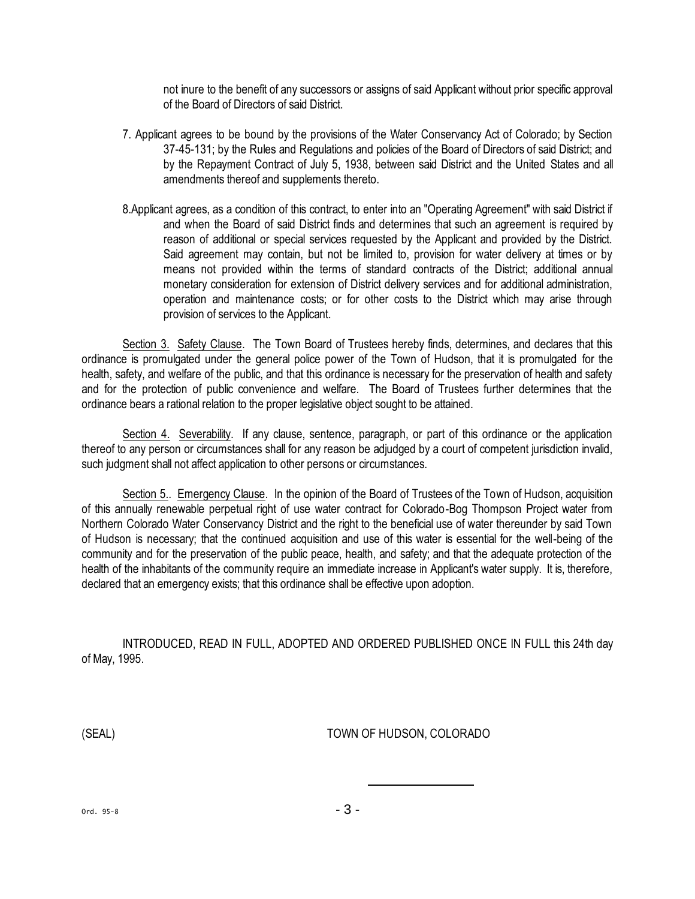not inure to the benefit of any successors or assigns of said Applicant without prior specific approval of the Board of Directors of said District.

7. Applicant agrees to be bound by the provisions of the Water Conservancy Act of Colorado; by Section 37-45-131; by the Rules and Regulations and policies of the Board of Directors of said District; and by the Repayment Contract of July 5, 1938, between said District and the United States and all amendments thereof and supplements thereto.

8.Applicant agrees, as a condition of this contract, to enter into an "Operating Agreement" with said District if and when the Board of said District finds and determines that such an agreement is required by reason of additional or special services requested by the Applicant and provided by the District. Said agreement may contain, but not be limited to, provision for water delivery at times or by means not provided within the terms of standard contracts of the District; additional annual monetary consideration for extension of District delivery services and for additional administration, operation and maintenance costs; or for other costs to the District which may arise through provision of services to the Applicant.

Section 3. Safety Clause. The Town Board of Trustees hereby finds, determines, and declares that this ordinance is promulgated under the general police power of the Town of Hudson, that it is promulgated for the health, safety, and welfare of the public, and that this ordinance is necessary for the preservation of health and safety and for the protection of public convenience and welfare. The Board of Trustees further determines that the ordinance bears a rational relation to the proper legislative object sought to be attained.

Section 4. Severability. If any clause, sentence, paragraph, or part of this ordinance or the application thereof to any person or circumstances shall for any reason be adjudged by a court of competent jurisdiction invalid, such judgment shall not affect application to other persons or circumstances.

Section 5.. Emergency Clause. In the opinion of the Board of Trustees of the Town of Hudson, acquisition of this annually renewable perpetual right of use water contract for Colorado-Bog Thompson Project water from Northern Colorado Water Conservancy District and the right to the beneficial use of water thereunder by said Town of Hudson is necessary; that the continued acquisition and use of this water is essential for the well-being of the community and for the preservation of the public peace, health, and safety; and that the adequate protection of the health of the inhabitants of the community require an immediate increase in Applicant's water supply. It is, therefore, declared that an emergency exists; that this ordinance shall be effective upon adoption.

INTRODUCED, READ IN FULL, ADOPTED AND ORDERED PUBLISHED ONCE IN FULL this 24th day of May, 1995.

(SEAL) TOWN OF HUDSON, COLORADO

\_\_\_\_\_\_\_\_\_\_\_\_\_\_\_\_

Ord. 95-8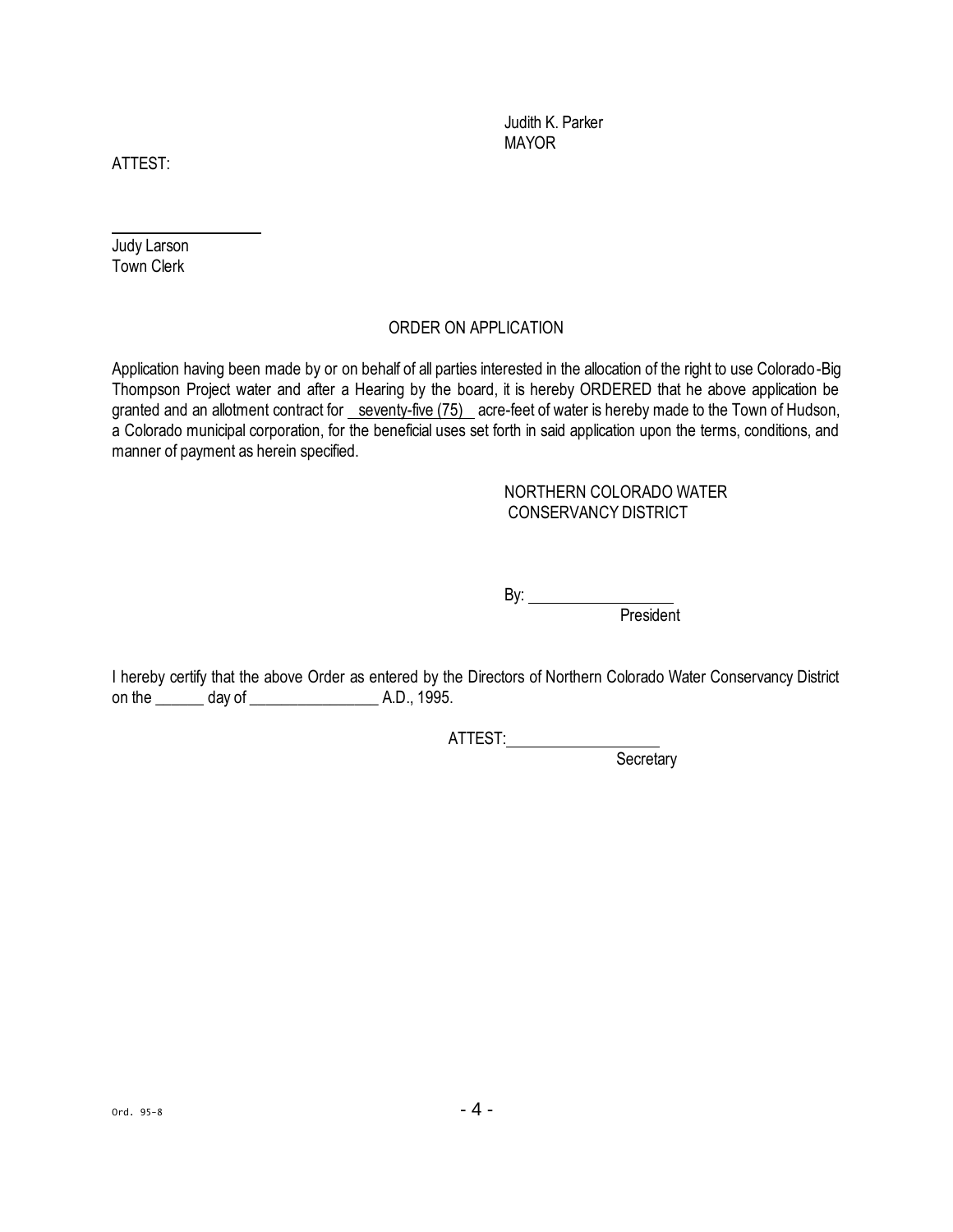Judith K. Parker
MAYOR

ATTEST:

______________________
Judy Larson
Town Clerk

## ORDER ON APPLICATION

Application having been made by or on behalf of all parties interested in the allocation of the right to use Colorado-Big Thompson Project water and after a Hearing by the board, it is hereby ORDERED that he above application be granted and an allotment contract for seventy-five (75) acre-feet of water is hereby made to the Town of Hudson, a Colorado municipal corporation, for the beneficial uses set forth in said application upon the terms, conditions, and manner of payment as herein specified.

NORTHERN COLORADO WATER
CONSERVANCY DISTRICT

By: ______________________
President

I hereby certify that the above Order as entered by the Directors of Northern Colorado Water Conservancy District on the ______ day of ________________ A.D., 1995.

ATTEST: ______________________
Secretary

Ord. 95-8